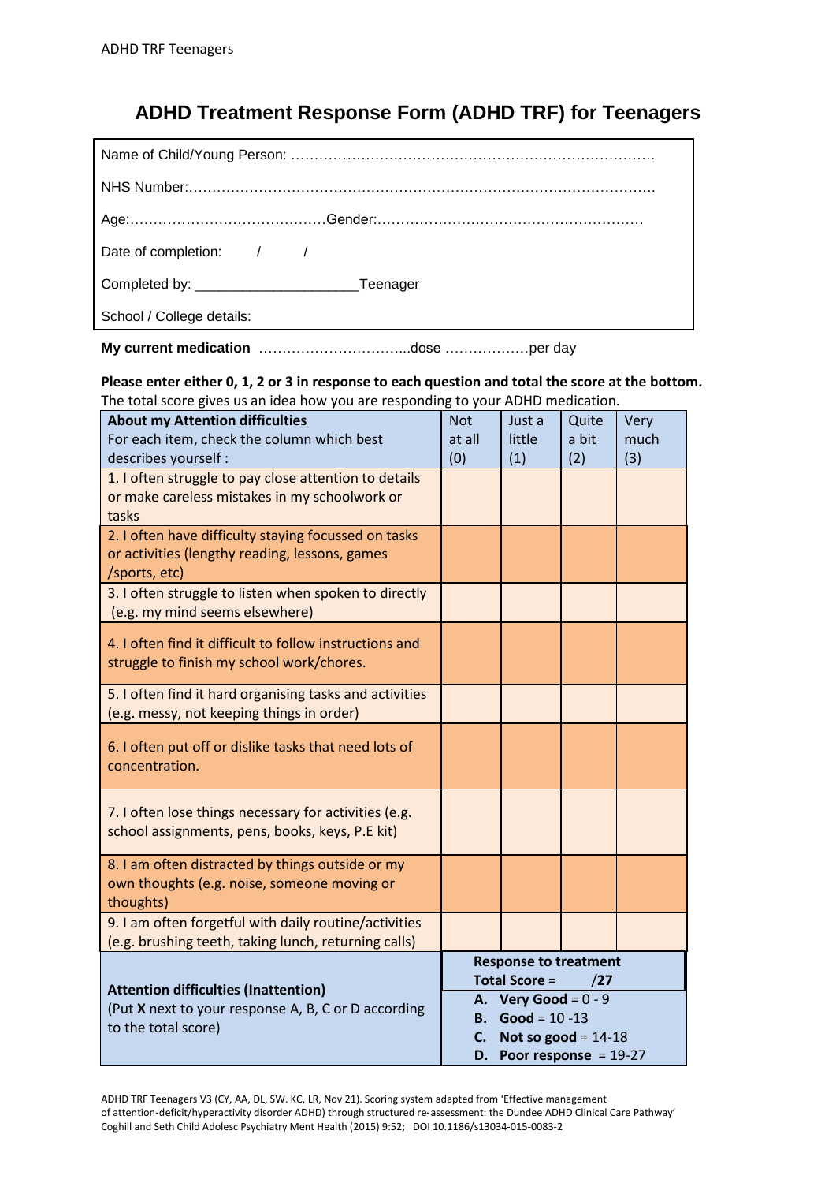# ADHD Treatment Response Form (ADHD TRF) for Teenagers

Name of Child/Young Person: ……………………………………………………………………

NHS Number:…………………………………………………………………………………………

Age:……………………………………Gender:…………………………………………………

Date of completion: / /

Completed by: ____________________Teenager

School / College details:

**My current medication** …………………………...dose ………………per day

**Please enter either 0, 1, 2 or 3 in response to each question and total the score at the bottom.**
The total score gives us an idea how you are responding to your ADHD medication.

| **About my Attention difficulties** For each item, check the column which best describes yourself : | Not at all (0) | Just a little (1) | Quite a bit (2) | Very much (3) |
|---|---|---|---|---|
| 1. I often struggle to pay close attention to details or make careless mistakes in my schoolwork or tasks | | | | |
| 2. I often have difficulty staying focussed on tasks or activities (lengthy reading, lessons, games /sports, etc) | | | | |
| 3. I often struggle to listen when spoken to directly (e.g. my mind seems elsewhere) | | | | |
| 4. I often find it difficult to follow instructions and struggle to finish my school work/chores. | | | | |
| 5. I often find it hard organising tasks and activities (e.g. messy, not keeping things in order) | | | | |
| 6. I often put off or dislike tasks that need lots of concentration. | | | | |
| 7. I often lose things necessary for activities (e.g. school assignments, pens, books, keys, P.E kit) | | | | |
| 8. I am often distracted by things outside or my own thoughts (e.g. noise, someone moving or thoughts) | | | | |
| 9. I am often forgetful with daily routine/activities (e.g. brushing teeth, taking lunch, returning calls) | | | | |
| **Attention difficulties (Inattention)** (Put **X** next to your response A, B, C or D according to the total score) | **Response to treatment Total Score = /27** **A. Very Good** = 0 - 9 **B. Good** = 10 -13 **C. Not so good** = 14-18 **D. Poor response** = 19-27 | | | |

ADHD TRF Teenagers V3 (CY, AA, DL, SW. KC, LR, Nov 21). Scoring system adapted from 'Effective management of attention-deficit/hyperactivity disorder ADHD) through structured re-assessment: the Dundee ADHD Clinical Care Pathway' Coghill and Seth Child Adolesc Psychiatry Ment Health (2015) 9:52; DOI 10.1186/s13034-015-0083-2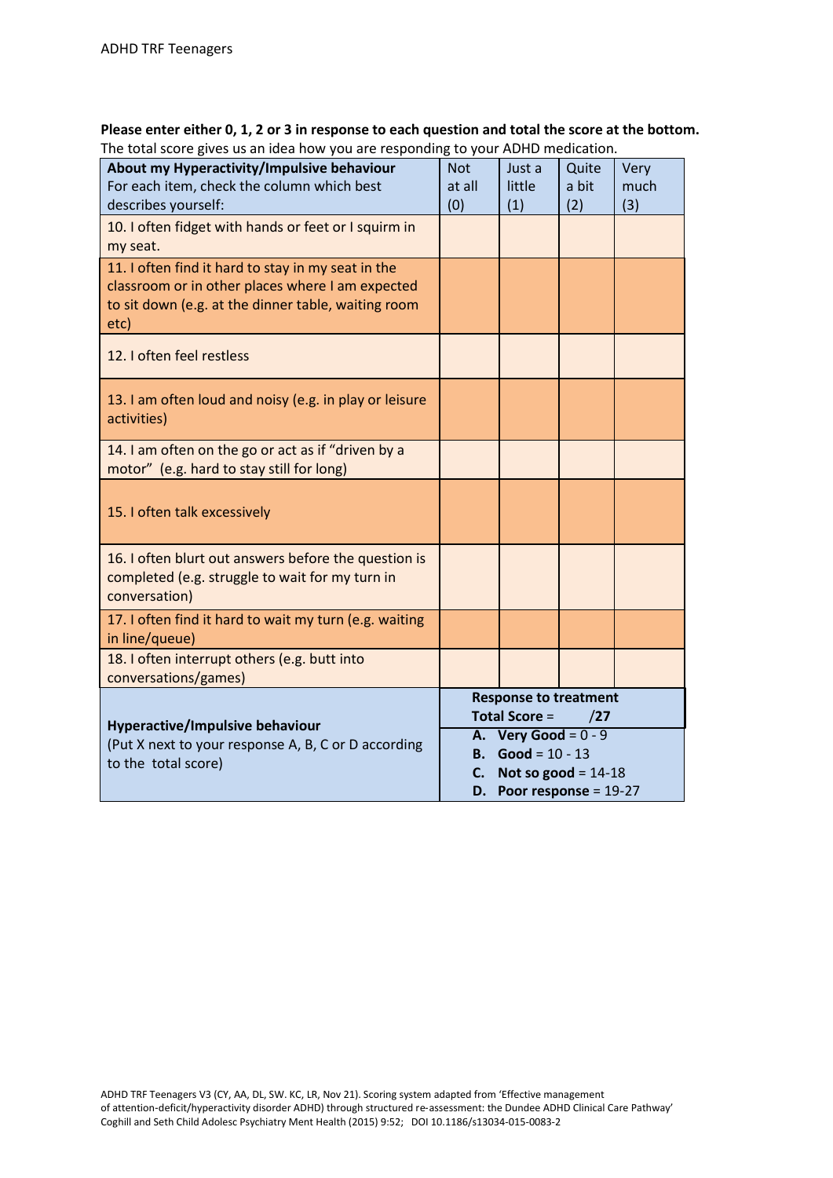**Please enter either 0, 1, 2 or 3 in response to each question and total the score at the bottom.**
The total score gives us an idea how you are responding to your ADHD medication.

| **About my Hyperactivity/Impulsive behaviour** For each item, check the column which best describes yourself: | Not at all (0) | Just a little (1) | Quite a bit (2) | Very much (3) |
|---|---|---|---|---|
| 10. I often fidget with hands or feet or I squirm in my seat. | | | | |
| 11. I often find it hard to stay in my seat in the classroom or in other places where I am expected to sit down (e.g. at the dinner table, waiting room etc) | | | | |
| 12. I often feel restless | | | | |
| 13. I am often loud and noisy (e.g. in play or leisure activities) | | | | |
| 14. I am often on the go or act as if "driven by a motor" (e.g. hard to stay still for long) | | | | |
| 15. I often talk excessively | | | | |
| 16. I often blurt out answers before the question is completed (e.g. struggle to wait for my turn in conversation) | | | | |
| 17. I often find it hard to wait my turn (e.g. waiting in line/queue) | | | | |
| 18. I often interrupt others (e.g. butt into conversations/games) | | | | |
| **Hyperactive/Impulsive behaviour** (Put X next to your response A, B, C or D according to the total score) | **Response to treatment** **Total Score =** **/27** | | | |
| | **A. Very Good** = 0 - 9 **B. Good** = 10 - 13 **C. Not so good** = 14-18 **D. Poor response** = 19-27 | | | |

ADHD TRF Teenagers V3 (CY, AA, DL, SW. KC, LR, Nov 21). Scoring system adapted from 'Effective management of attention-deficit/hyperactivity disorder ADHD) through structured re-assessment: the Dundee ADHD Clinical Care Pathway' Coghill and Seth Child Adolesc Psychiatry Ment Health (2015) 9:52; DOI 10.1186/s13034-015-0083-2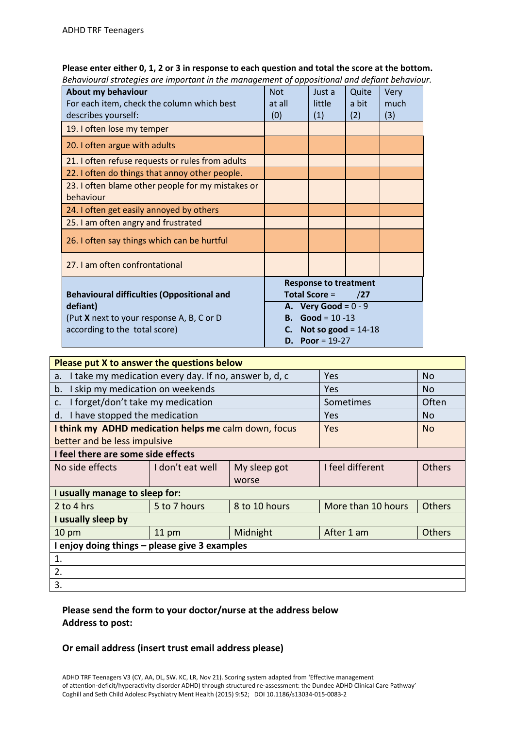ADHD TRF Teenagers

**Please enter either 0, 1, 2 or 3 in response to each question and total the score at the bottom.**
*Behavioural strategies are important in the management of oppositional and defiant behaviour.*

| **About my behaviour** For each item, check the column which best describes yourself: | Not at all (0) | Just a little (1) | Quite a bit (2) | Very much (3) |
|---|---|---|---|---|
| 19. I often lose my temper | | | | |
| 20. I often argue with adults | | | | |
| 21. I often refuse requests or rules from adults | | | | |
| 22. I often do things that annoy other people. | | | | |
| 23. I often blame other people for my mistakes or behaviour | | | | |
| 24. I often get easily annoyed by others | | | | |
| 25. I am often angry and frustrated | | | | |
| 26. I often say things which can be hurtful | | | | |
| 27. I am often confrontational | | | | |
| **Behavioural difficulties (Oppositional and defiant)** (Put **X** next to your response A, B, C or D according to the total score) | **Response to treatment** **Total Score** = /27 **A. Very Good** = 0 - 9 **B. Good** = 10 -13 **C. Not so good** = 14-18 **D. Poor** = 19-27 | | | |

| **Please put X to answer the questions below** | | | | |
|---|---|---|---|---|
| a. I take my medication every day. If no, answer b, d, c | | | Yes | No |
| b. I skip my medication on weekends | | | Yes | No |
| c. I forget/don't take my medication | | | Sometimes | Often |
| d. I have stopped the medication | | | Yes | No |
| **I think my ADHD medication helps me** calm down, focus better and be less impulsive | | | Yes | No |
| **I feel there are some side effects** | | | | |
| No side effects | I don't eat well | My sleep got worse | I feel different | Others |
| I **usually manage to sleep for:** | | | | |
| 2 to 4 hrs | 5 to 7 hours | 8 to 10 hours | More than 10 hours | Others |
| **I usually sleep by** | | | | |
| 10 pm | 11 pm | Midnight | After 1 am | Others |
| **I enjoy doing things – please give 3 examples** | | | | |
| 1. | | | | |
| 2. | | | | |
| 3. | | | | |

**Please send the form to your doctor/nurse at the address below**
**Address to post:**

**Or email address (insert trust email address please)**

ADHD TRF Teenagers V3 (CY, AA, DL, SW. KC, LR, Nov 21). Scoring system adapted from 'Effective management of attention-deficit/hyperactivity disorder ADHD) through structured re-assessment: the Dundee ADHD Clinical Care Pathway' Coghill and Seth Child Adolesc Psychiatry Ment Health (2015) 9:52; DOI 10.1186/s13034-015-0083-2